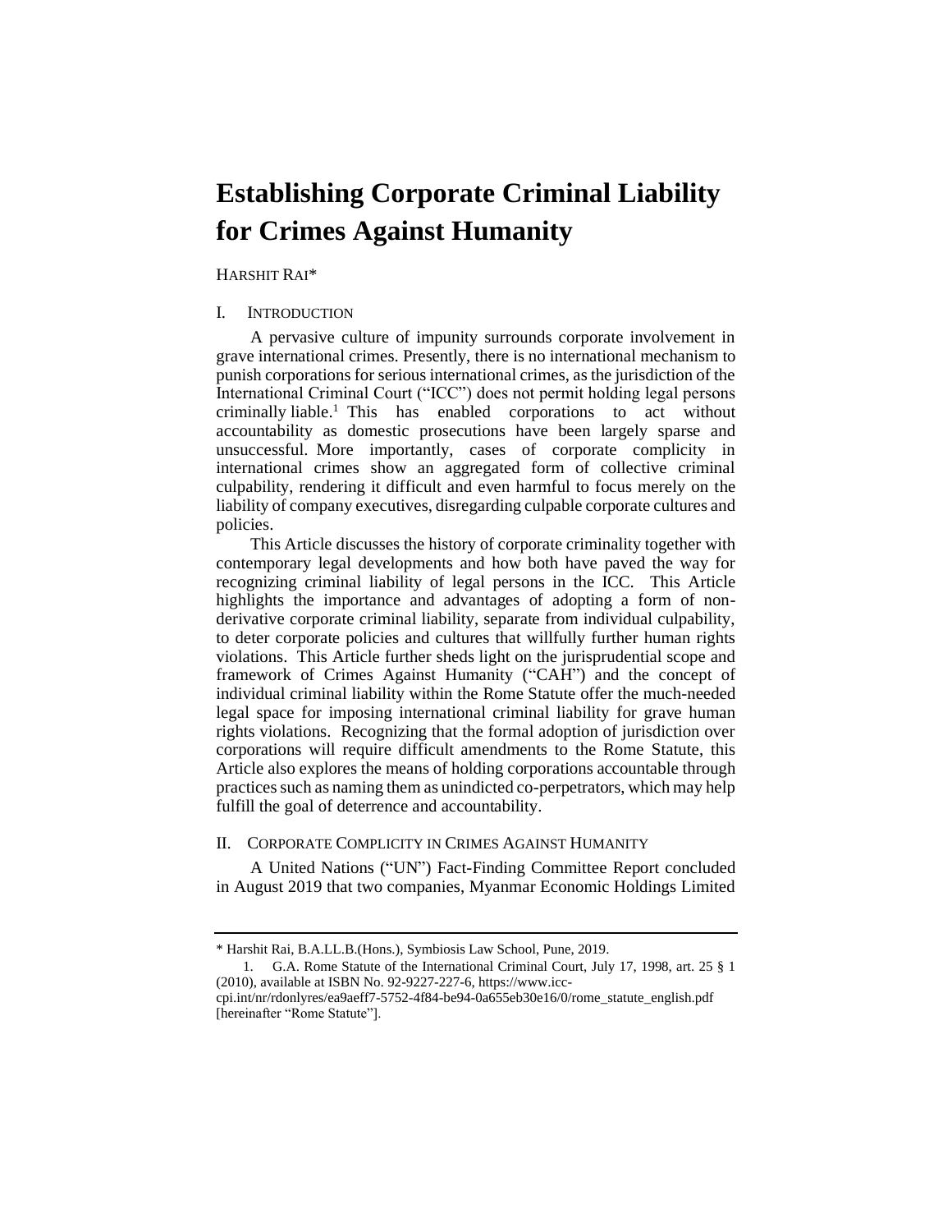# Establishing Corporate Criminal Liability for Crimes Against Humanity

HARSHIT RAI*

## I. INTRODUCTION

A pervasive culture of impunity surrounds corporate involvement in grave international crimes. Presently, there is no international mechanism to punish corporations for serious international crimes, as the jurisdiction of the International Criminal Court ("ICC") does not permit holding legal persons criminally liable.[1] This has enabled corporations to act without accountability as domestic prosecutions have been largely sparse and unsuccessful. More importantly, cases of corporate complicity in international crimes show an aggregated form of collective criminal culpability, rendering it difficult and even harmful to focus merely on the liability of company executives, disregarding culpable corporate cultures and policies.

This Article discusses the history of corporate criminality together with contemporary legal developments and how both have paved the way for recognizing criminal liability of legal persons in the ICC. This Article highlights the importance and advantages of adopting a form of non-derivative corporate criminal liability, separate from individual culpability, to deter corporate policies and cultures that willfully further human rights violations. This Article further sheds light on the jurisprudential scope and framework of Crimes Against Humanity ("CAH") and the concept of individual criminal liability within the Rome Statute offer the much-needed legal space for imposing international criminal liability for grave human rights violations. Recognizing that the formal adoption of jurisdiction over corporations will require difficult amendments to the Rome Statute, this Article also explores the means of holding corporations accountable through practices such as naming them as unindicted co-perpetrators, which may help fulfill the goal of deterrence and accountability.

## II. CORPORATE COMPLICITY IN CRIMES AGAINST HUMANITY

A United Nations ("UN") Fact-Finding Committee Report concluded in August 2019 that two companies, Myanmar Economic Holdings Limited

---

\* Harshit Rai, B.A.LL.B.(Hons.), Symbiosis Law School, Pune, 2019.

1. G.A. Rome Statute of the International Criminal Court, July 17, 1998, art. 25 § 1 (2010), available at ISBN No. 92-9227-227-6, https://www.icc-cpi.int/nr/rdonlyres/ea9aeff7-5752-4f84-be94-0a655eb30e16/0/rome_statute_english.pdf [hereinafter "Rome Statute"].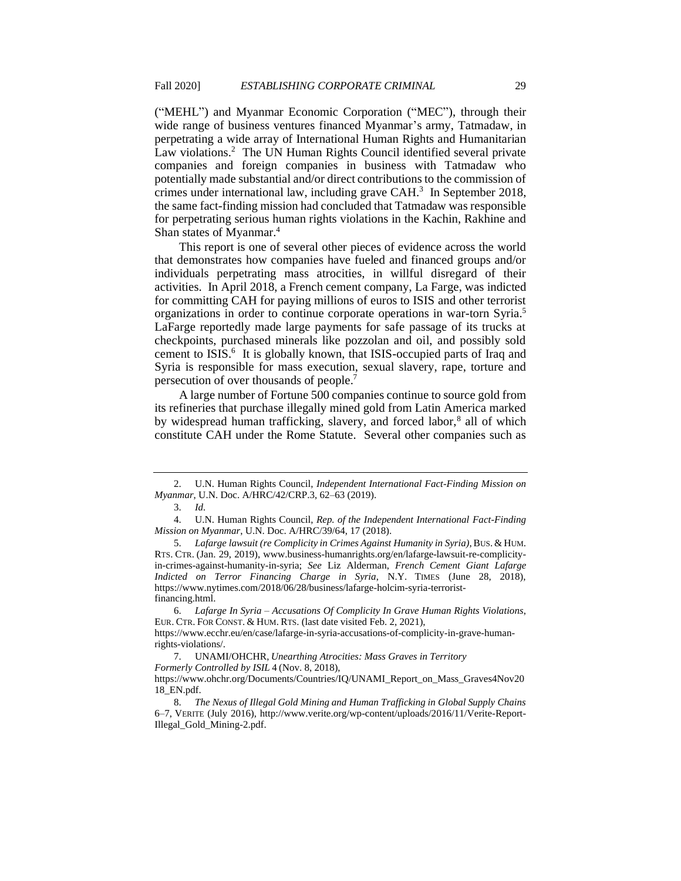("MEHL") and Myanmar Economic Corporation ("MEC"), through their wide range of business ventures financed Myanmar's army, Tatmadaw, in perpetrating a wide array of International Human Rights and Humanitarian Law violations.[2] The UN Human Rights Council identified several private companies and foreign companies in business with Tatmadaw who potentially made substantial and/or direct contributions to the commission of crimes under international law, including grave CAH.[3] In September 2018, the same fact-finding mission had concluded that Tatmadaw was responsible for perpetrating serious human rights violations in the Kachin, Rakhine and Shan states of Myanmar.[4]

This report is one of several other pieces of evidence across the world that demonstrates how companies have fueled and financed groups and/or individuals perpetrating mass atrocities, in willful disregard of their activities. In April 2018, a French cement company, La Farge, was indicted for committing CAH for paying millions of euros to ISIS and other terrorist organizations in order to continue corporate operations in war-torn Syria.[5] LaFarge reportedly made large payments for safe passage of its trucks at checkpoints, purchased minerals like pozzolan and oil, and possibly sold cement to ISIS.[6] It is globally known, that ISIS-occupied parts of Iraq and Syria is responsible for mass execution, sexual slavery, rape, torture and persecution of over thousands of people.[7]

A large number of Fortune 500 companies continue to source gold from its refineries that purchase illegally mined gold from Latin America marked by widespread human trafficking, slavery, and forced labor,[8] all of which constitute CAH under the Rome Statute. Several other companies such as

---

2. U.N. Human Rights Council, *Independent International Fact-Finding Mission on Myanmar*, U.N. Doc. A/HRC/42/CRP.3, 62–63 (2019).

3. *Id.*

4. U.N. Human Rights Council, *Rep. of the Independent International Fact-Finding Mission on Myanmar*, U.N. Doc. A/HRC/39/64, 17 (2018).

5. *Lafarge lawsuit (re Complicity in Crimes Against Humanity in Syria)*, BUS. & HUM. RTS. CTR. (Jan. 29, 2019), www.business-humanrights.org/en/lafarge-lawsuit-re-complicity-in-crimes-against-humanity-in-syria; *See* Liz Alderman, *French Cement Giant Lafarge Indicted on Terror Financing Charge in Syria*, N.Y. TIMES (June 28, 2018), https://www.nytimes.com/2018/06/28/business/lafarge-holcim-syria-terrorist-financing.html.

6. *Lafarge In Syria – Accusations Of Complicity In Grave Human Rights Violations*, EUR. CTR. FOR CONST. & HUM. RTS. (last date visited Feb. 2, 2021), https://www.ecchr.eu/en/case/lafarge-in-syria-accusations-of-complicity-in-grave-human-rights-violations/.

7. UNAMI/OHCHR, *Unearthing Atrocities: Mass Graves in Territory Formerly Controlled by ISIL* 4 (Nov. 8, 2018), https://www.ohchr.org/Documents/Countries/IQ/UNAMI_Report_on_Mass_Graves4Nov2018_EN.pdf.

8. *The Nexus of Illegal Gold Mining and Human Trafficking in Global Supply Chains* 6–7, VERITE (July 2016), http://www.verite.org/wp-content/uploads/2016/11/Verite-Report-Illegal_Gold_Mining-2.pdf.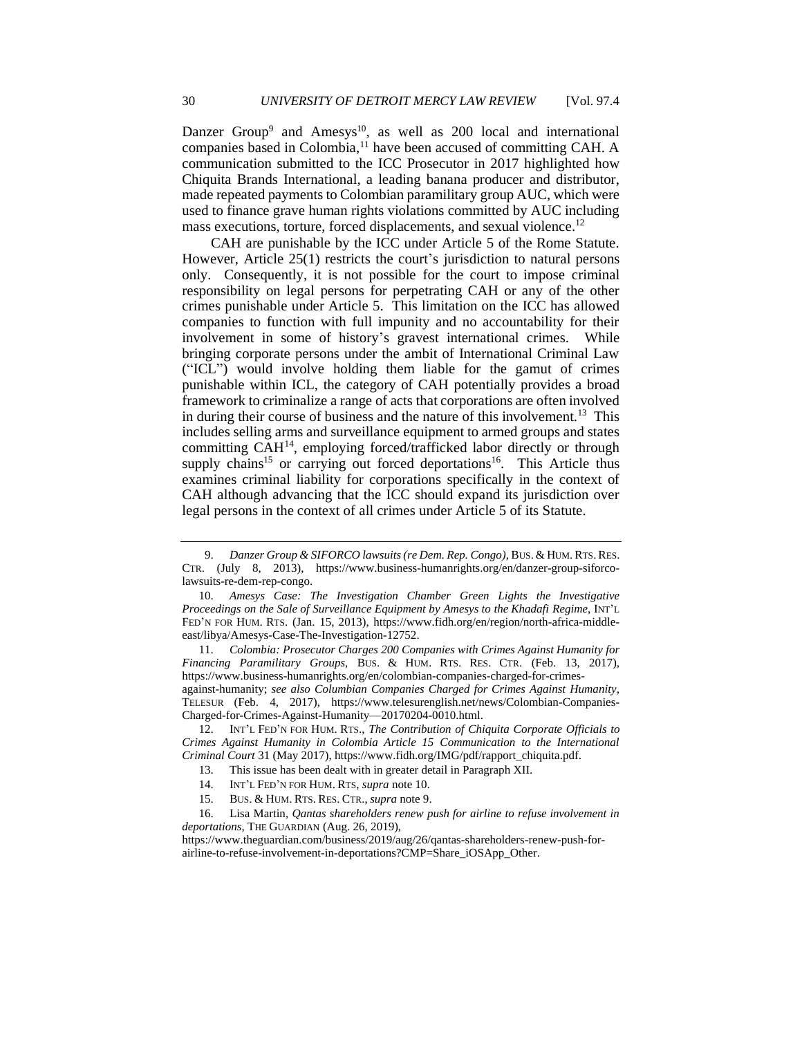Danzer Group[9] and Amesys[10], as well as 200 local and international companies based in Colombia,[11] have been accused of committing CAH. A communication submitted to the ICC Prosecutor in 2017 highlighted how Chiquita Brands International, a leading banana producer and distributor, made repeated payments to Colombian paramilitary group AUC, which were used to finance grave human rights violations committed by AUC including mass executions, torture, forced displacements, and sexual violence.[12]

CAH are punishable by the ICC under Article 5 of the Rome Statute. However, Article 25(1) restricts the court's jurisdiction to natural persons only. Consequently, it is not possible for the court to impose criminal responsibility on legal persons for perpetrating CAH or any of the other crimes punishable under Article 5. This limitation on the ICC has allowed companies to function with full impunity and no accountability for their involvement in some of history's gravest international crimes. While bringing corporate persons under the ambit of International Criminal Law ("ICL") would involve holding them liable for the gamut of crimes punishable within ICL, the category of CAH potentially provides a broad framework to criminalize a range of acts that corporations are often involved in during their course of business and the nature of this involvement.[13] This includes selling arms and surveillance equipment to armed groups and states committing CAH[14], employing forced/trafficked labor directly or through supply chains[15] or carrying out forced deportations[16]. This Article thus examines criminal liability for corporations specifically in the context of CAH although advancing that the ICC should expand its jurisdiction over legal persons in the context of all crimes under Article 5 of its Statute.

---

9. *Danzer Group & SIFORCO lawsuits (re Dem. Rep. Congo)*, BUS. & HUM. RTS. RES. CTR. (July 8, 2013), https://www.business-humanrights.org/en/danzer-group-siforco-lawsuits-re-dem-rep-congo.

10. *Amesys Case: The Investigation Chamber Green Lights the Investigative Proceedings on the Sale of Surveillance Equipment by Amesys to the Khadafi Regime*, INT'L FED'N FOR HUM. RTS. (Jan. 15, 2013), https://www.fidh.org/en/region/north-africa-middle-east/libya/Amesys-Case-The-Investigation-12752.

11. *Colombia: Prosecutor Charges 200 Companies with Crimes Against Humanity for Financing Paramilitary Groups*, BUS. & HUM. RTS. RES. CTR. (Feb. 13, 2017), https://www.business-humanrights.org/en/colombian-companies-charged-for-crimes-against-humanity; *see also Columbian Companies Charged for Crimes Against Humanity*, TELESUR (Feb. 4, 2017), https://www.telesurenglish.net/news/Colombian-Companies-Charged-for-Crimes-Against-Humanity—20170204-0010.html.

12. INT'L FED'N FOR HUM. RTS., *The Contribution of Chiquita Corporate Officials to Crimes Against Humanity in Colombia Article 15 Communication to the International Criminal Court* 31 (May 2017), https://www.fidh.org/IMG/pdf/rapport_chiquita.pdf.

13. This issue has been dealt with in greater detail in Paragraph XII.

14. INT'L FED'N FOR HUM. RTS, *supra* note 10.

15. BUS. & HUM. RTS. RES. CTR., *supra* note 9.

16. Lisa Martin, *Qantas shareholders renew push for airline to refuse involvement in deportations*, THE GUARDIAN (Aug. 26, 2019), https://www.theguardian.com/business/2019/aug/26/qantas-shareholders-renew-push-for-airline-to-refuse-involvement-in-deportations?CMP=Share_iOSApp_Other.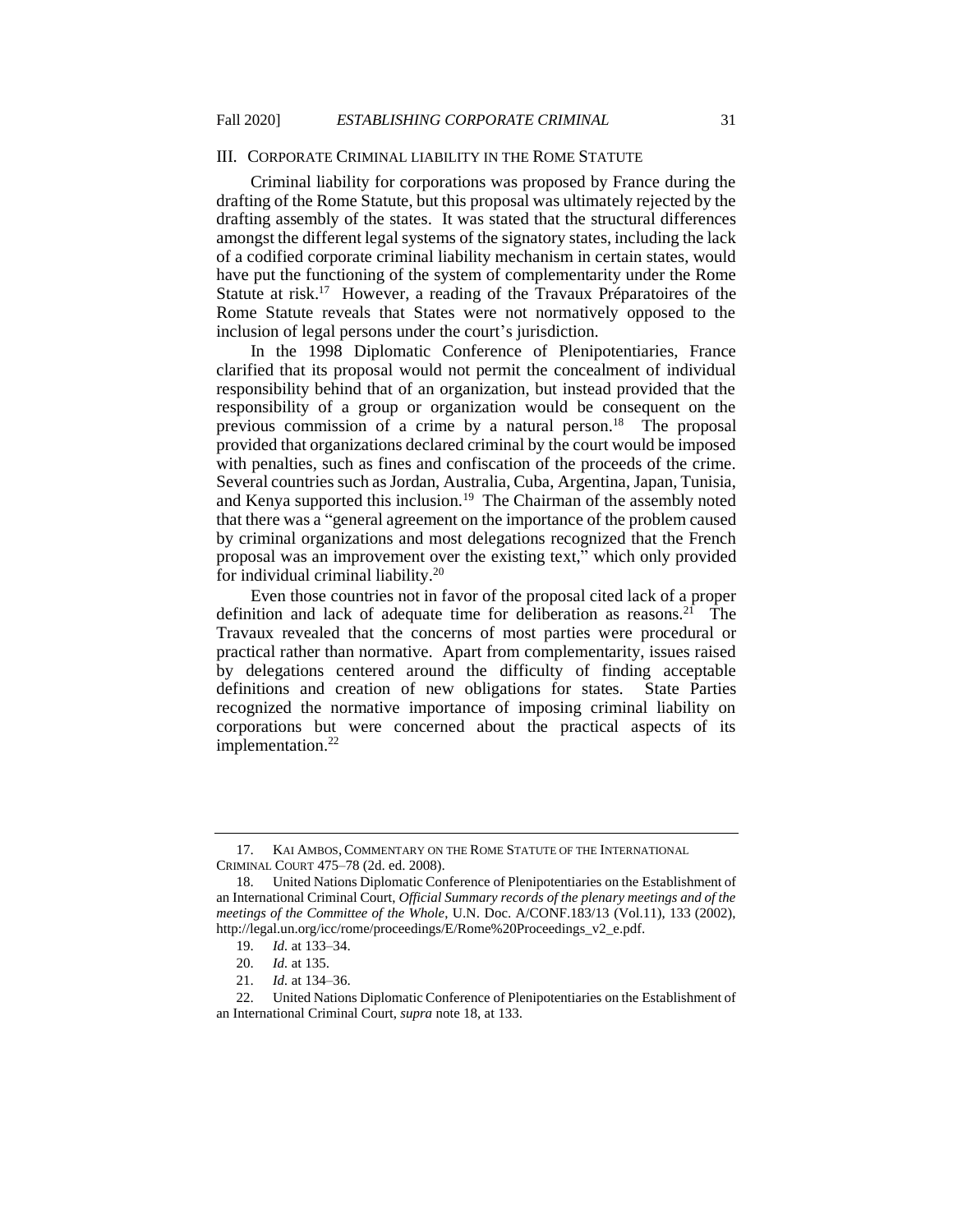## III. CORPORATE CRIMINAL LIABILITY IN THE ROME STATUTE

Criminal liability for corporations was proposed by France during the drafting of the Rome Statute, but this proposal was ultimately rejected by the drafting assembly of the states. It was stated that the structural differences amongst the different legal systems of the signatory states, including the lack of a codified corporate criminal liability mechanism in certain states, would have put the functioning of the system of complementarity under the Rome Statute at risk.[17] However, a reading of the Travaux Préparatoires of the Rome Statute reveals that States were not normatively opposed to the inclusion of legal persons under the court's jurisdiction.

In the 1998 Diplomatic Conference of Plenipotentiaries, France clarified that its proposal would not permit the concealment of individual responsibility behind that of an organization, but instead provided that the responsibility of a group or organization would be consequent on the previous commission of a crime by a natural person.[18] The proposal provided that organizations declared criminal by the court would be imposed with penalties, such as fines and confiscation of the proceeds of the crime. Several countries such as Jordan, Australia, Cuba, Argentina, Japan, Tunisia, and Kenya supported this inclusion.[19] The Chairman of the assembly noted that there was a "general agreement on the importance of the problem caused by criminal organizations and most delegations recognized that the French proposal was an improvement over the existing text," which only provided for individual criminal liability.[20]

Even those countries not in favor of the proposal cited lack of a proper definition and lack of adequate time for deliberation as reasons.[21] The Travaux revealed that the concerns of most parties were procedural or practical rather than normative. Apart from complementarity, issues raised by delegations centered around the difficulty of finding acceptable definitions and creation of new obligations for states. State Parties recognized the normative importance of imposing criminal liability on corporations but were concerned about the practical aspects of its implementation.[22]

---

17. KAI AMBOS, COMMENTARY ON THE ROME STATUTE OF THE INTERNATIONAL CRIMINAL COURT 475–78 (2d. ed. 2008).

18. United Nations Diplomatic Conference of Plenipotentiaries on the Establishment of an International Criminal Court, *Official Summary records of the plenary meetings and of the meetings of the Committee of the Whole*, U.N. Doc. A/CONF.183/13 (Vol.11), 133 (2002), http://legal.un.org/icc/rome/proceedings/E/Rome%20Proceedings_v2_e.pdf.

19. *Id.* at 133–34.

20. *Id.* at 135.

21. *Id.* at 134–36.

22. United Nations Diplomatic Conference of Plenipotentiaries on the Establishment of an International Criminal Court, *supra* note 18, at 133.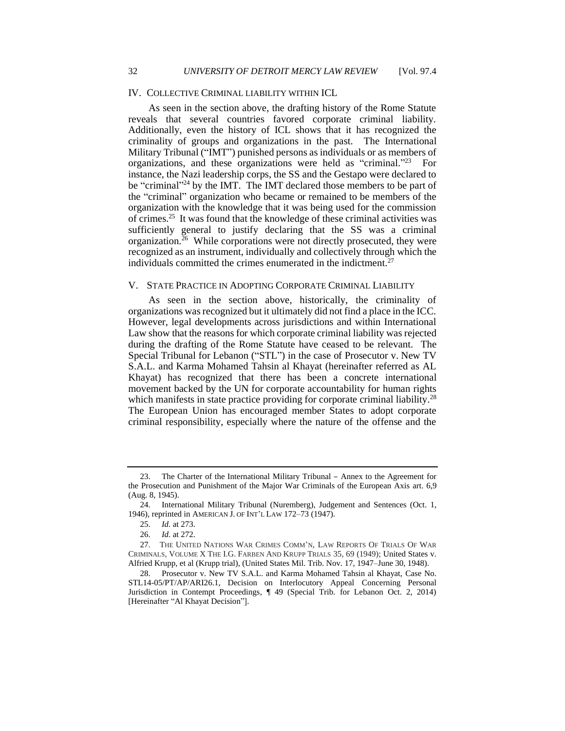## IV. COLLECTIVE CRIMINAL LIABILITY WITHIN ICL

As seen in the section above, the drafting history of the Rome Statute reveals that several countries favored corporate criminal liability. Additionally, even the history of ICL shows that it has recognized the criminality of groups and organizations in the past. The International Military Tribunal ("IMT") punished persons as individuals or as members of organizations, and these organizations were held as "criminal."[23] For instance, the Nazi leadership corps, the SS and the Gestapo were declared to be "criminal"[24] by the IMT. The IMT declared those members to be part of the "criminal" organization who became or remained to be members of the organization with the knowledge that it was being used for the commission of crimes.[25] It was found that the knowledge of these criminal activities was sufficiently general to justify declaring that the SS was a criminal organization.[26] While corporations were not directly prosecuted, they were recognized as an instrument, individually and collectively through which the individuals committed the crimes enumerated in the indictment.[27]

## V. STATE PRACTICE IN ADOPTING CORPORATE CRIMINAL LIABILITY

As seen in the section above, historically, the criminality of organizations was recognized but it ultimately did not find a place in the ICC. However, legal developments across jurisdictions and within International Law show that the reasons for which corporate criminal liability was rejected during the drafting of the Rome Statute have ceased to be relevant. The Special Tribunal for Lebanon ("STL") in the case of Prosecutor v. New TV S.A.L. and Karma Mohamed Tahsin al Khayat (hereinafter referred as AL Khayat) has recognized that there has been a concrete international movement backed by the UN for corporate accountability for human rights which manifests in state practice providing for corporate criminal liability.[28] The European Union has encouraged member States to adopt corporate criminal responsibility, especially where the nature of the offense and the

---

23. The Charter of the International Military Tribunal – Annex to the Agreement for the Prosecution and Punishment of the Major War Criminals of the European Axis art. 6,9 (Aug. 8, 1945).

24. International Military Tribunal (Nuremberg), Judgement and Sentences (Oct. 1, 1946), reprinted in AMERICAN J. OF INT'L LAW 172–73 (1947).

25. *Id.* at 273.

26. *Id.* at 272.

27. THE UNITED NATIONS WAR CRIMES COMM'N, LAW REPORTS OF TRIALS OF WAR CRIMINALS, VOLUME X THE I.G. FARBEN AND KRUPP TRIALS 35, 69 (1949); United States v. Alfried Krupp, et al (Krupp trial), (United States Mil. Trib. Nov. 17, 1947–June 30, 1948).

28. Prosecutor v. New TV S.A.L. and Karma Mohamed Tahsin al Khayat, Case No. STL14-05/PT/AP/ARI26.1, Decision on Interlocutory Appeal Concerning Personal Jurisdiction in Contempt Proceedings, ¶ 49 (Special Trib. for Lebanon Oct. 2, 2014) [Hereinafter "Al Khayat Decision"].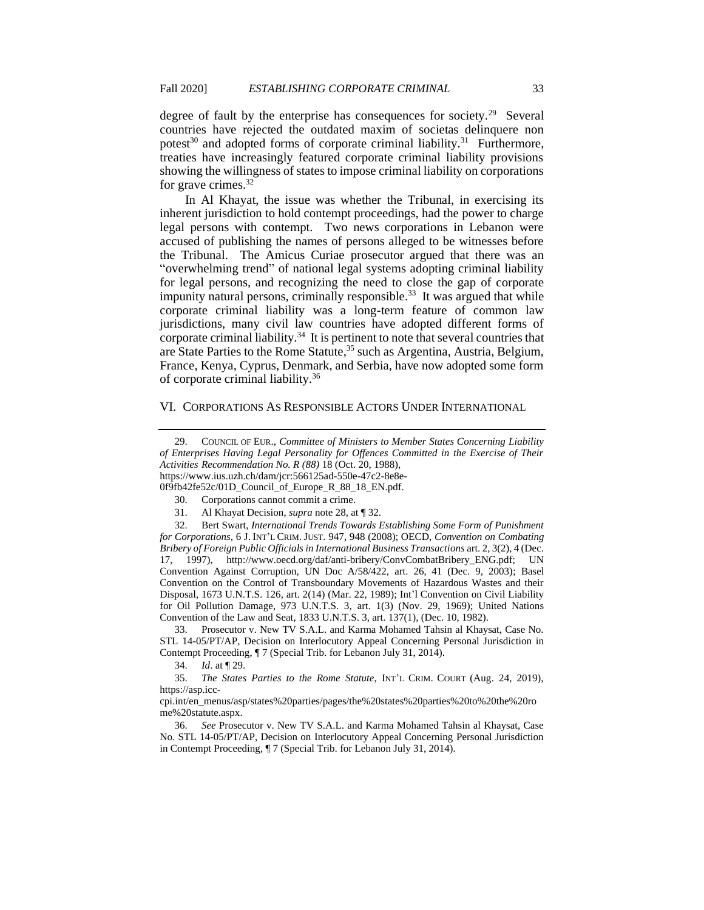degree of fault by the enterprise has consequences for society.[29] Several countries have rejected the outdated maxim of societas delinquere non potest[30] and adopted forms of corporate criminal liability.[31] Furthermore, treaties have increasingly featured corporate criminal liability provisions showing the willingness of states to impose criminal liability on corporations for grave crimes.[32]

In Al Khayat, the issue was whether the Tribunal, in exercising its inherent jurisdiction to hold contempt proceedings, had the power to charge legal persons with contempt. Two news corporations in Lebanon were accused of publishing the names of persons alleged to be witnesses before the Tribunal. The Amicus Curiae prosecutor argued that there was an "overwhelming trend" of national legal systems adopting criminal liability for legal persons, and recognizing the need to close the gap of corporate impunity natural persons, criminally responsible.[33] It was argued that while corporate criminal liability was a long-term feature of common law jurisdictions, many civil law countries have adopted different forms of corporate criminal liability.[34] It is pertinent to note that several countries that are State Parties to the Rome Statute,[35] such as Argentina, Austria, Belgium, France, Kenya, Cyprus, Denmark, and Serbia, have now adopted some form of corporate criminal liability.[36]

## VI. CORPORATIONS AS RESPONSIBLE ACTORS UNDER INTERNATIONAL

---

29. COUNCIL OF EUR., *Committee of Ministers to Member States Concerning Liability of Enterprises Having Legal Personality for Offences Committed in the Exercise of Their Activities Recommendation No. R (88)* 18 (Oct. 20, 1988), https://www.ius.uzh.ch/dam/jcr:566125ad-550e-47c2-8e8e-0f9fb42fe52c/01D_Council_of_Europe_R_88_18_EN.pdf.

30. Corporations cannot commit a crime.

31. Al Khayat Decision, *supra* note 28, at ¶ 32.

32. Bert Swart, *International Trends Towards Establishing Some Form of Punishment for Corporations*, 6 J. INT'L CRIM. JUST. 947, 948 (2008); OECD, *Convention on Combating Bribery of Foreign Public Officials in International Business Transactions* art. 2, 3(2), 4 (Dec. 17, 1997), http://www.oecd.org/daf/anti-bribery/ConvCombatBribery_ENG.pdf; UN Convention Against Corruption, UN Doc A/58/422, art. 26, 41 (Dec. 9, 2003); Basel Convention on the Control of Transboundary Movements of Hazardous Wastes and their Disposal, 1673 U.N.T.S. 126, art. 2(14) (Mar. 22, 1989); Int'l Convention on Civil Liability for Oil Pollution Damage, 973 U.N.T.S. 3, art. 1(3) (Nov. 29, 1969); United Nations Convention of the Law and Seat, 1833 U.N.T.S. 3, art. 137(1), (Dec. 10, 1982).

33. Prosecutor v. New TV S.A.L. and Karma Mohamed Tahsin al Khaysat, Case No. STL 14-05/PT/AP, Decision on Interlocutory Appeal Concerning Personal Jurisdiction in Contempt Proceeding, ¶ 7 (Special Trib. for Lebanon July 31, 2014).

34. *Id*. at ¶ 29.

35. *The States Parties to the Rome Statute*, INT'L CRIM. COURT (Aug. 24, 2019), https://asp.icc-cpi.int/en_menus/asp/states%20parties/pages/the%20states%20parties%20to%20the%20rome%20statute.aspx.

36. *See* Prosecutor v. New TV S.A.L. and Karma Mohamed Tahsin al Khaysat, Case No. STL 14-05/PT/AP, Decision on Interlocutory Appeal Concerning Personal Jurisdiction in Contempt Proceeding, ¶ 7 (Special Trib. for Lebanon July 31, 2014).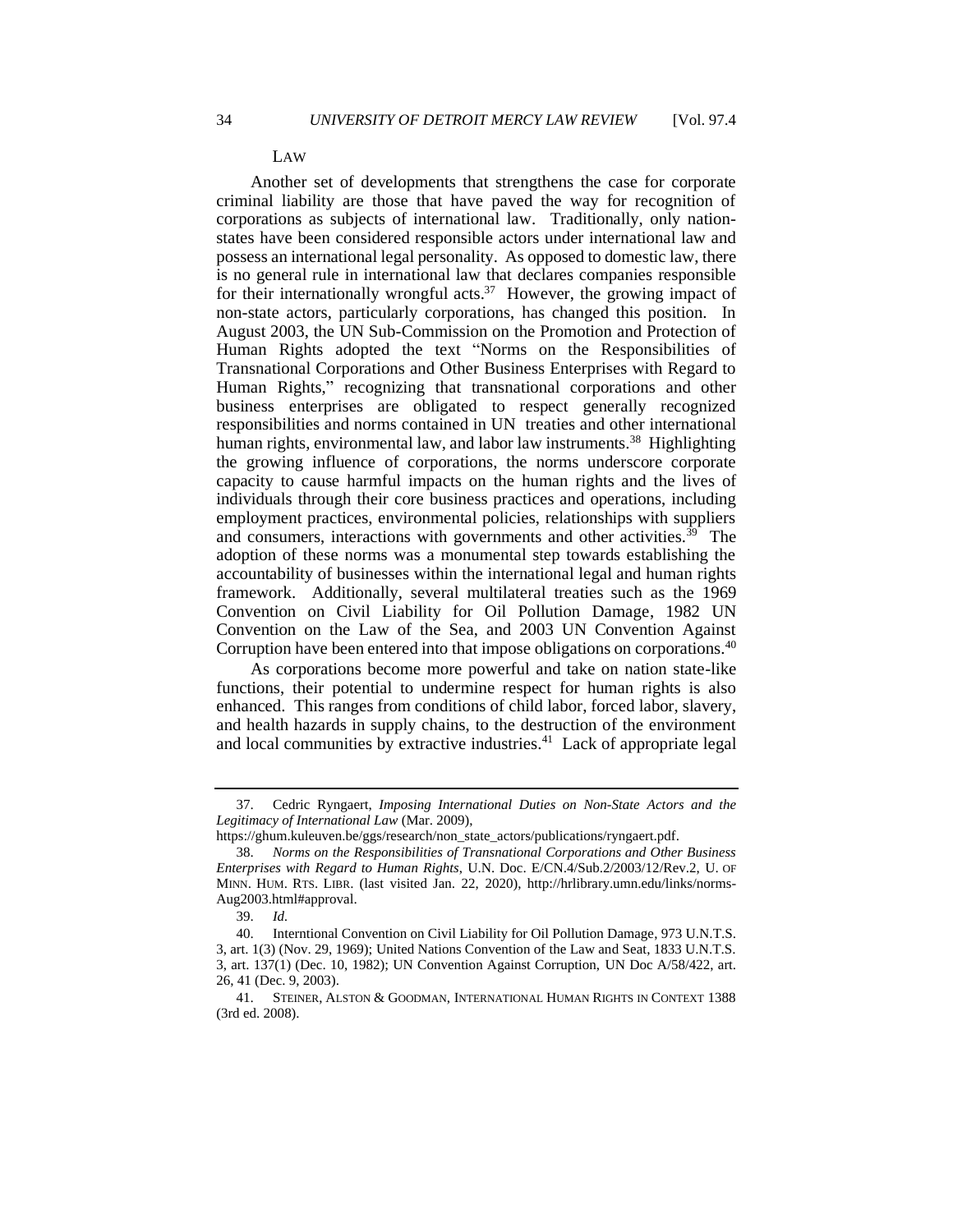LAW

Another set of developments that strengthens the case for corporate criminal liability are those that have paved the way for recognition of corporations as subjects of international law. Traditionally, only nation-states have been considered responsible actors under international law and possess an international legal personality. As opposed to domestic law, there is no general rule in international law that declares companies responsible for their internationally wrongful acts.[37] However, the growing impact of non-state actors, particularly corporations, has changed this position. In August 2003, the UN Sub-Commission on the Promotion and Protection of Human Rights adopted the text "Norms on the Responsibilities of Transnational Corporations and Other Business Enterprises with Regard to Human Rights," recognizing that transnational corporations and other business enterprises are obligated to respect generally recognized responsibilities and norms contained in UN treaties and other international human rights, environmental law, and labor law instruments.[38] Highlighting the growing influence of corporations, the norms underscore corporate capacity to cause harmful impacts on the human rights and the lives of individuals through their core business practices and operations, including employment practices, environmental policies, relationships with suppliers and consumers, interactions with governments and other activities.[39] The adoption of these norms was a monumental step towards establishing the accountability of businesses within the international legal and human rights framework. Additionally, several multilateral treaties such as the 1969 Convention on Civil Liability for Oil Pollution Damage, 1982 UN Convention on the Law of the Sea, and 2003 UN Convention Against Corruption have been entered into that impose obligations on corporations.[40]

As corporations become more powerful and take on nation state-like functions, their potential to undermine respect for human rights is also enhanced. This ranges from conditions of child labor, forced labor, slavery, and health hazards in supply chains, to the destruction of the environment and local communities by extractive industries.[41] Lack of appropriate legal

---

37. Cedric Ryngaert, *Imposing International Duties on Non-State Actors and the Legitimacy of International Law* (Mar. 2009), https://ghum.kuleuven.be/ggs/research/non_state_actors/publications/ryngaert.pdf.

38. *Norms on the Responsibilities of Transnational Corporations and Other Business Enterprises with Regard to Human Rights*, U.N. Doc. E/CN.4/Sub.2/2003/12/Rev.2, U. OF MINN. HUM. RTS. LIBR. (last visited Jan. 22, 2020), http://hrlibrary.umn.edu/links/norms-Aug2003.html#approval.

39. *Id.*

40. Interntional Convention on Civil Liability for Oil Pollution Damage, 973 U.N.T.S. 3, art. 1(3) (Nov. 29, 1969); United Nations Convention of the Law and Seat, 1833 U.N.T.S. 3, art. 137(1) (Dec. 10, 1982); UN Convention Against Corruption, UN Doc A/58/422, art. 26, 41 (Dec. 9, 2003).

41. STEINER, ALSTON & GOODMAN, INTERNATIONAL HUMAN RIGHTS IN CONTEXT 1388 (3rd ed. 2008).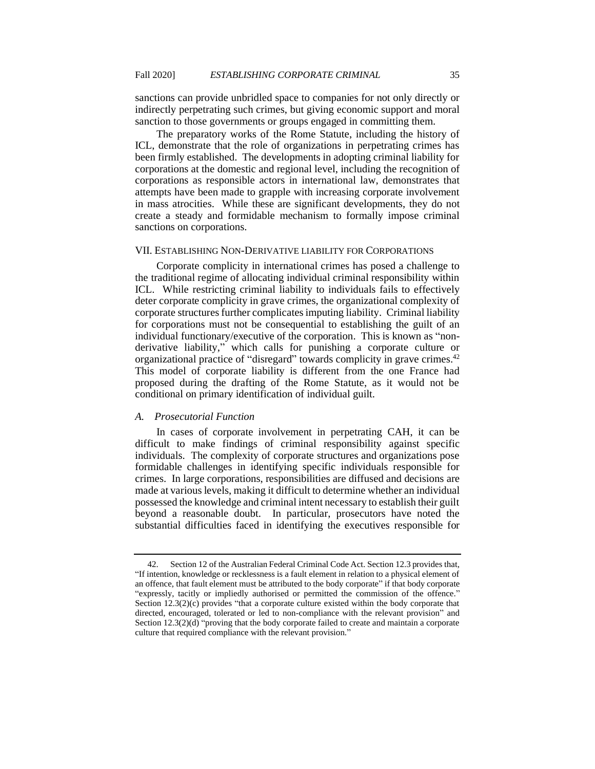sanctions can provide unbridled space to companies for not only directly or indirectly perpetrating such crimes, but giving economic support and moral sanction to those governments or groups engaged in committing them.

The preparatory works of the Rome Statute, including the history of ICL, demonstrate that the role of organizations in perpetrating crimes has been firmly established. The developments in adopting criminal liability for corporations at the domestic and regional level, including the recognition of corporations as responsible actors in international law, demonstrates that attempts have been made to grapple with increasing corporate involvement in mass atrocities. While these are significant developments, they do not create a steady and formidable mechanism to formally impose criminal sanctions on corporations.

## VII. Establishing Non-Derivative liability for Corporations

Corporate complicity in international crimes has posed a challenge to the traditional regime of allocating individual criminal responsibility within ICL. While restricting criminal liability to individuals fails to effectively deter corporate complicity in grave crimes, the organizational complexity of corporate structures further complicates imputing liability. Criminal liability for corporations must not be consequential to establishing the guilt of an individual functionary/executive of the corporation. This is known as "non-derivative liability," which calls for punishing a corporate culture or organizational practice of "disregard" towards complicity in grave crimes.[42] This model of corporate liability is different from the one France had proposed during the drafting of the Rome Statute, as it would not be conditional on primary identification of individual guilt.

### *A. Prosecutorial Function*

In cases of corporate involvement in perpetrating CAH, it can be difficult to make findings of criminal responsibility against specific individuals. The complexity of corporate structures and organizations pose formidable challenges in identifying specific individuals responsible for crimes. In large corporations, responsibilities are diffused and decisions are made at various levels, making it difficult to determine whether an individual possessed the knowledge and criminal intent necessary to establish their guilt beyond a reasonable doubt. In particular, prosecutors have noted the substantial difficulties faced in identifying the executives responsible for

---

42. Section 12 of the Australian Federal Criminal Code Act. Section 12.3 provides that, "If intention, knowledge or recklessness is a fault element in relation to a physical element of an offence, that fault element must be attributed to the body corporate" if that body corporate "expressly, tacitly or impliedly authorised or permitted the commission of the offence." Section 12.3(2)(c) provides "that a corporate culture existed within the body corporate that directed, encouraged, tolerated or led to non-compliance with the relevant provision" and Section 12.3(2)(d) "proving that the body corporate failed to create and maintain a corporate culture that required compliance with the relevant provision."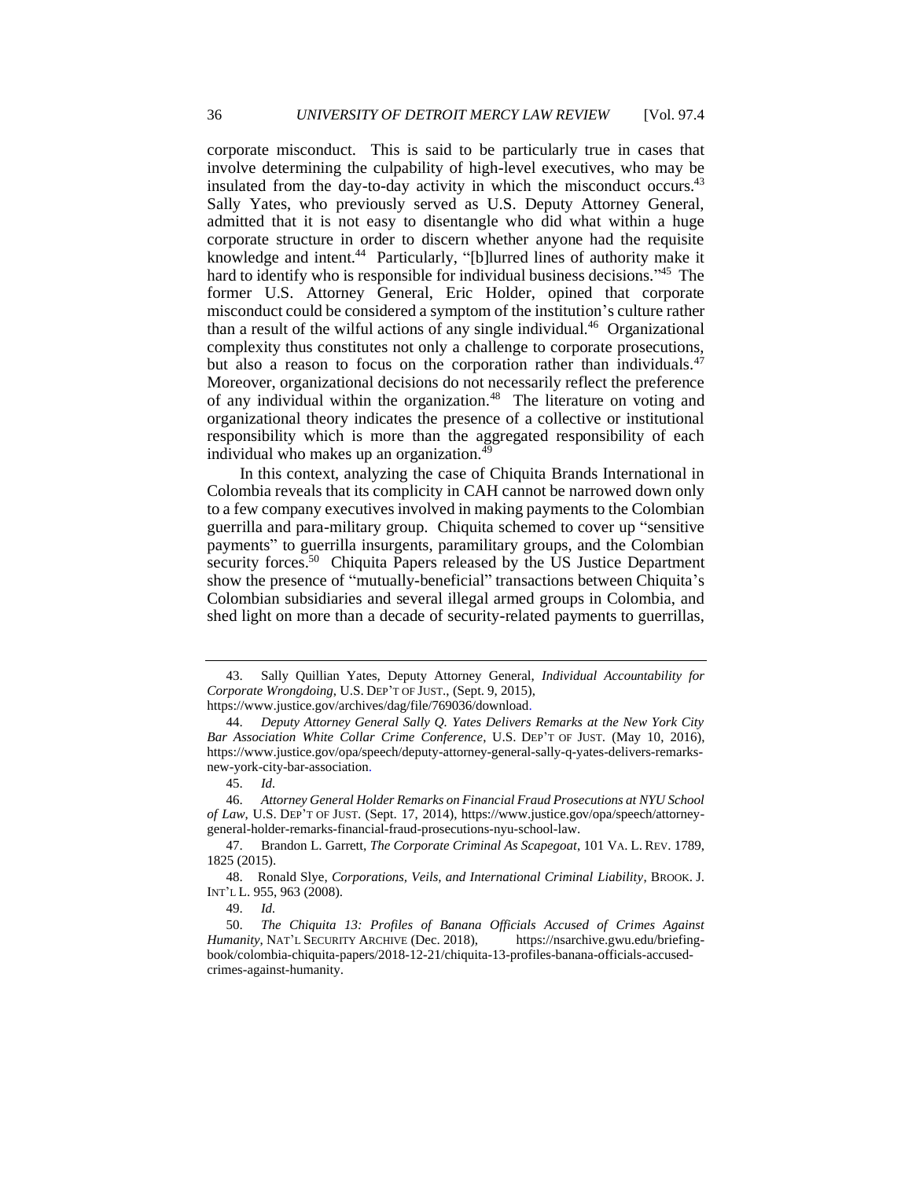corporate misconduct. This is said to be particularly true in cases that involve determining the culpability of high-level executives, who may be insulated from the day-to-day activity in which the misconduct occurs.[43] Sally Yates, who previously served as U.S. Deputy Attorney General, admitted that it is not easy to disentangle who did what within a huge corporate structure in order to discern whether anyone had the requisite knowledge and intent.[44] Particularly, "[b]lurred lines of authority make it hard to identify who is responsible for individual business decisions."[45] The former U.S. Attorney General, Eric Holder, opined that corporate misconduct could be considered a symptom of the institution's culture rather than a result of the wilful actions of any single individual.[46] Organizational complexity thus constitutes not only a challenge to corporate prosecutions, but also a reason to focus on the corporation rather than individuals.[47] Moreover, organizational decisions do not necessarily reflect the preference of any individual within the organization.[48] The literature on voting and organizational theory indicates the presence of a collective or institutional responsibility which is more than the aggregated responsibility of each individual who makes up an organization.[49]

In this context, analyzing the case of Chiquita Brands International in Colombia reveals that its complicity in CAH cannot be narrowed down only to a few company executives involved in making payments to the Colombian guerrilla and para-military group. Chiquita schemed to cover up "sensitive payments" to guerrilla insurgents, paramilitary groups, and the Colombian security forces.[50] Chiquita Papers released by the US Justice Department show the presence of "mutually-beneficial" transactions between Chiquita's Colombian subsidiaries and several illegal armed groups in Colombia, and shed light on more than a decade of security-related payments to guerrillas,

---

43. Sally Quillian Yates, Deputy Attorney General, *Individual Accountability for Corporate Wrongdoing*, U.S. DEP'T OF JUST., (Sept. 9, 2015), https://www.justice.gov/archives/dag/file/769036/download.

44. *Deputy Attorney General Sally Q. Yates Delivers Remarks at the New York City Bar Association White Collar Crime Conference*, U.S. DEP'T OF JUST. (May 10, 2016), https://www.justice.gov/opa/speech/deputy-attorney-general-sally-q-yates-delivers-remarks-new-york-city-bar-association.

45. *Id.*

46. *Attorney General Holder Remarks on Financial Fraud Prosecutions at NYU School of Law*, U.S. DEP'T OF JUST. (Sept. 17, 2014), https://www.justice.gov/opa/speech/attorney-general-holder-remarks-financial-fraud-prosecutions-nyu-school-law.

47. Brandon L. Garrett, *The Corporate Criminal As Scapegoat*, 101 VA. L. REV. 1789, 1825 (2015).

48. Ronald Slye, *Corporations, Veils, and International Criminal Liability*, BROOK. J. INT'L L. 955, 963 (2008).

49. *Id.*

50. *The Chiquita 13: Profiles of Banana Officials Accused of Crimes Against Humanity*, NAT'L SECURITY ARCHIVE (Dec. 2018), https://nsarchive.gwu.edu/briefing-book/colombia-chiquita-papers/2018-12-21/chiquita-13-profiles-banana-officials-accused-crimes-against-humanity.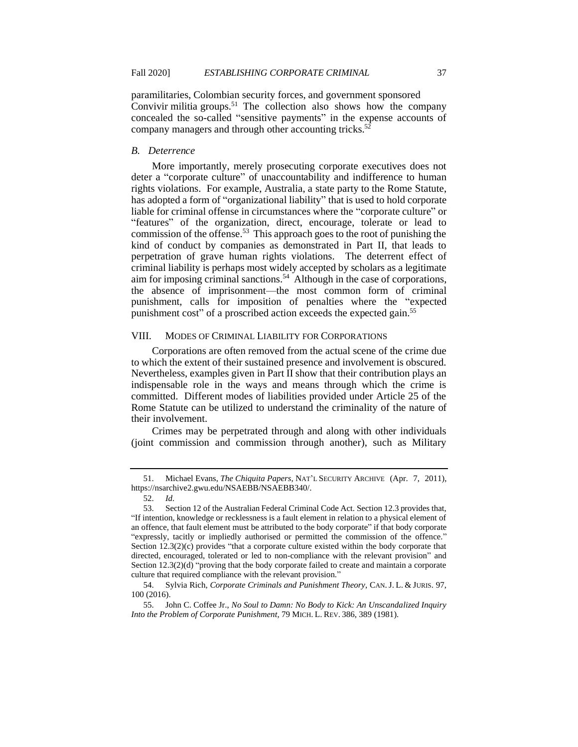paramilitaries, Colombian security forces, and government sponsored Convivir militia groups.[51] The collection also shows how the company concealed the so-called "sensitive payments" in the expense accounts of company managers and through other accounting tricks.[52]

### *B. Deterrence*

More importantly, merely prosecuting corporate executives does not deter a "corporate culture" of unaccountability and indifference to human rights violations. For example, Australia, a state party to the Rome Statute, has adopted a form of "organizational liability" that is used to hold corporate liable for criminal offense in circumstances where the "corporate culture" or "features" of the organization, direct, encourage, tolerate or lead to commission of the offense.[53] This approach goes to the root of punishing the kind of conduct by companies as demonstrated in Part II, that leads to perpetration of grave human rights violations. The deterrent effect of criminal liability is perhaps most widely accepted by scholars as a legitimate aim for imposing criminal sanctions.[54] Although in the case of corporations, the absence of imprisonment—the most common form of criminal punishment, calls for imposition of penalties where the "expected punishment cost" of a proscribed action exceeds the expected gain.[55]

## VIII. MODES OF CRIMINAL LIABILITY FOR CORPORATIONS

Corporations are often removed from the actual scene of the crime due to which the extent of their sustained presence and involvement is obscured. Nevertheless, examples given in Part II show that their contribution plays an indispensable role in the ways and means through which the crime is committed. Different modes of liabilities provided under Article 25 of the Rome Statute can be utilized to understand the criminality of the nature of their involvement.

Crimes may be perpetrated through and along with other individuals (joint commission and commission through another), such as Military

---

51. Michael Evans, *The Chiquita Papers*, NAT'L SECURITY ARCHIVE (Apr. 7, 2011), https://nsarchive2.gwu.edu/NSAEBB/NSAEBB340/.

52. *Id.*

53. Section 12 of the Australian Federal Criminal Code Act. Section 12.3 provides that, "If intention, knowledge or recklessness is a fault element in relation to a physical element of an offence, that fault element must be attributed to the body corporate" if that body corporate "expressly, tacitly or impliedly authorised or permitted the commission of the offence." Section 12.3(2)(c) provides "that a corporate culture existed within the body corporate that directed, encouraged, tolerated or led to non-compliance with the relevant provision" and Section 12.3(2)(d) "proving that the body corporate failed to create and maintain a corporate culture that required compliance with the relevant provision."

54. Sylvia Rich, *Corporate Criminals and Punishment Theory*, CAN. J. L. & JURIS. 97, 100 (2016).

55. John C. Coffee Jr., *No Soul to Damn: No Body to Kick: An Unscandalized Inquiry Into the Problem of Corporate Punishment*, 79 MICH. L. REV. 386, 389 (1981).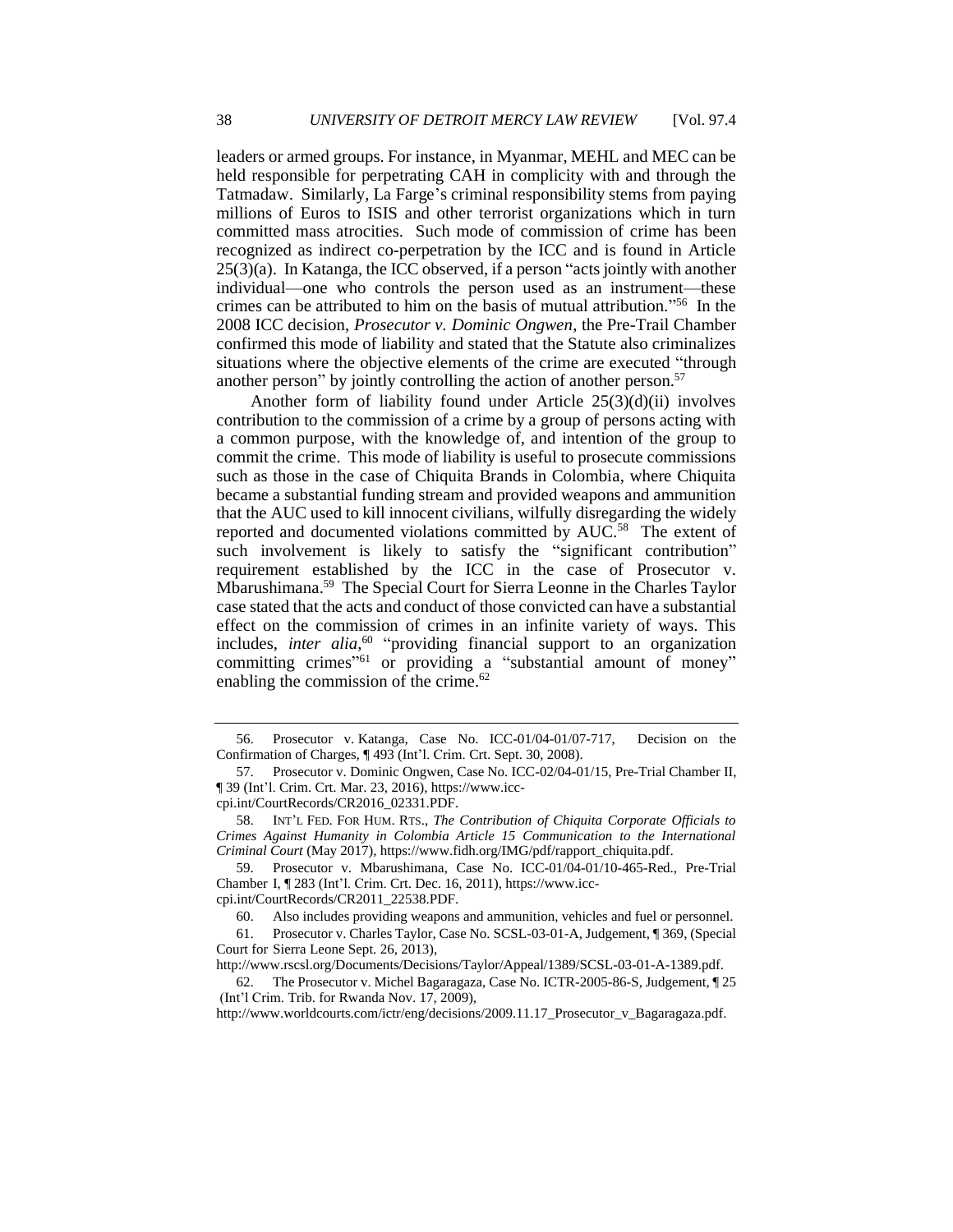leaders or armed groups. For instance, in Myanmar, MEHL and MEC can be held responsible for perpetrating CAH in complicity with and through the Tatmadaw. Similarly, La Farge's criminal responsibility stems from paying millions of Euros to ISIS and other terrorist organizations which in turn committed mass atrocities. Such mode of commission of crime has been recognized as indirect co-perpetration by the ICC and is found in Article 25(3)(a). In Katanga, the ICC observed, if a person "acts jointly with another individual—one who controls the person used as an instrument—these crimes can be attributed to him on the basis of mutual attribution."[56] In the 2008 ICC decision, *Prosecutor v. Dominic Ongwen*, the Pre-Trail Chamber confirmed this mode of liability and stated that the Statute also criminalizes situations where the objective elements of the crime are executed "through another person" by jointly controlling the action of another person.[57]

Another form of liability found under Article 25(3)(d)(ii) involves contribution to the commission of a crime by a group of persons acting with a common purpose, with the knowledge of, and intention of the group to commit the crime. This mode of liability is useful to prosecute commissions such as those in the case of Chiquita Brands in Colombia, where Chiquita became a substantial funding stream and provided weapons and ammunition that the AUC used to kill innocent civilians, wilfully disregarding the widely reported and documented violations committed by AUC.[58] The extent of such involvement is likely to satisfy the "significant contribution" requirement established by the ICC in the case of Prosecutor v. Mbarushimana.[59] The Special Court for Sierra Leonne in the Charles Taylor case stated that the acts and conduct of those convicted can have a substantial effect on the commission of crimes in an infinite variety of ways. This includes, *inter alia*,[60] "providing financial support to an organization committing crimes"[61] or providing a "substantial amount of money" enabling the commission of the crime.[62]

---

56. Prosecutor v. Katanga, Case No. ICC-01/04-01/07-717, Decision on the Confirmation of Charges, ¶ 493 (Int'l. Crim. Crt. Sept. 30, 2008).

57. Prosecutor v. Dominic Ongwen, Case No. ICC-02/04-01/15, Pre-Trial Chamber II, ¶ 39 (Int'l. Crim. Crt. Mar. 23, 2016), https://www.icc-cpi.int/CourtRecords/CR2016_02331.PDF.

58. INT'L FED. FOR HUM. RTS., *The Contribution of Chiquita Corporate Officials to Crimes Against Humanity in Colombia Article 15 Communication to the International Criminal Court* (May 2017), https://www.fidh.org/IMG/pdf/rapport_chiquita.pdf.

59. Prosecutor v. Mbarushimana, Case No. ICC-01/04-01/10-465-Red., Pre-Trial Chamber I, ¶ 283 (Int'l. Crim. Crt. Dec. 16, 2011), https://www.icc-cpi.int/CourtRecords/CR2011_22538.PDF.

60. Also includes providing weapons and ammunition, vehicles and fuel or personnel.

61. Prosecutor v. Charles Taylor, Case No. SCSL-03-01-A, Judgement, ¶ 369, (Special Court for Sierra Leone Sept. 26, 2013), http://www.rscsl.org/Documents/Decisions/Taylor/Appeal/1389/SCSL-03-01-A-1389.pdf.

62. The Prosecutor v. Michel Bagaragaza, Case No. ICTR-2005-86-S, Judgement, ¶ 25 (Int'l Crim. Trib. for Rwanda Nov. 17, 2009), http://www.worldcourts.com/ictr/eng/decisions/2009.11.17_Prosecutor_v_Bagaragaza.pdf.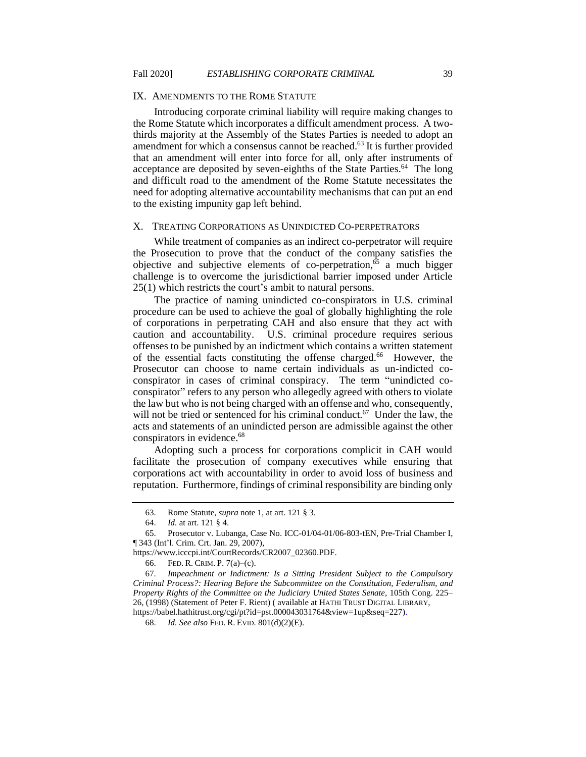## IX. AMENDMENTS TO THE ROME STATUTE

Introducing corporate criminal liability will require making changes to the Rome Statute which incorporates a difficult amendment process. A two-thirds majority at the Assembly of the States Parties is needed to adopt an amendment for which a consensus cannot be reached.[63] It is further provided that an amendment will enter into force for all, only after instruments of acceptance are deposited by seven-eighths of the State Parties.[64] The long and difficult road to the amendment of the Rome Statute necessitates the need for adopting alternative accountability mechanisms that can put an end to the existing impunity gap left behind.

## X. TREATING CORPORATIONS AS UNINDICTED CO-PERPETRATORS

While treatment of companies as an indirect co-perpetrator will require the Prosecution to prove that the conduct of the company satisfies the objective and subjective elements of co-perpetration,[65] a much bigger challenge is to overcome the jurisdictional barrier imposed under Article 25(1) which restricts the court's ambit to natural persons.

The practice of naming unindicted co-conspirators in U.S. criminal procedure can be used to achieve the goal of globally highlighting the role of corporations in perpetrating CAH and also ensure that they act with caution and accountability. U.S. criminal procedure requires serious offenses to be punished by an indictment which contains a written statement of the essential facts constituting the offense charged.[66] However, the Prosecutor can choose to name certain individuals as un-indicted co-conspirator in cases of criminal conspiracy. The term "unindicted co-conspirator" refers to any person who allegedly agreed with others to violate the law but who is not being charged with an offense and who, consequently, will not be tried or sentenced for his criminal conduct.[67] Under the law, the acts and statements of an unindicted person are admissible against the other conspirators in evidence.[68]

Adopting such a process for corporations complicit in CAH would facilitate the prosecution of company executives while ensuring that corporations act with accountability in order to avoid loss of business and reputation. Furthermore, findings of criminal responsibility are binding only

---

63. Rome Statute, *supra* note 1, at art. 121 § 3.

64. *Id.* at art. 121 § 4.

65. Prosecutor v. Lubanga, Case No. ICC-01/04-01/06-803-tEN, Pre-Trial Chamber I, ¶ 343 (Int'l. Crim. Crt. Jan. 29, 2007), https://www.icccpi.int/CourtRecords/CR2007_02360.PDF.

66. FED. R. CRIM. P. 7(a)–(c).

67. *Impeachment or Indictment: Is a Sitting President Subject to the Compulsory Criminal Process?: Hearing Before the Subcommittee on the Constitution, Federalism, and Property Rights of the Committee on the Judiciary United States Senate*, 105th Cong. 225–26, (1998) (Statement of Peter F. Rient) ( available at HATHI TRUST DIGITAL LIBRARY, https://babel.hathitrust.org/cgi/pt?id=pst.000043031764&view=1up&seq=227).

68. *Id. See also* FED. R. EVID. 801(d)(2)(E).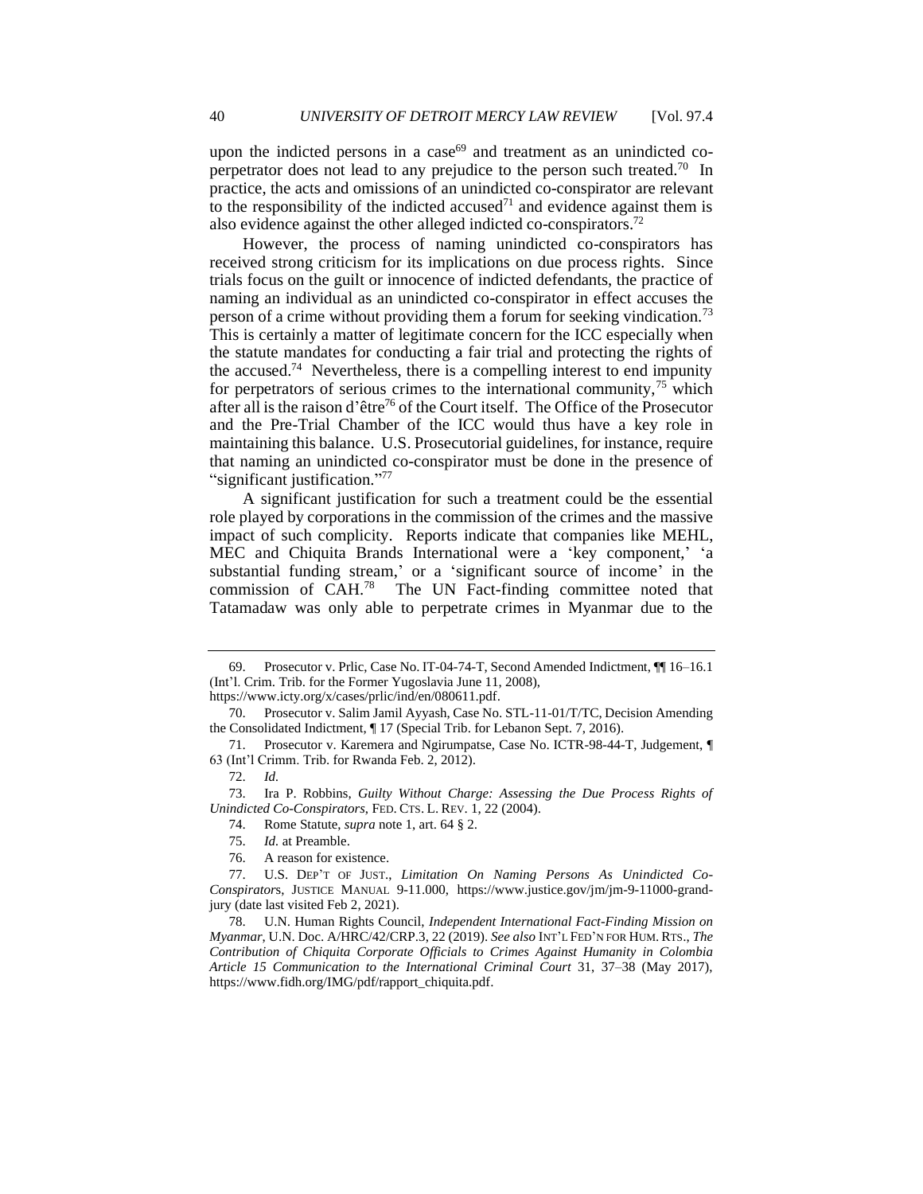upon the indicted persons in a case[69] and treatment as an unindicted co-perpetrator does not lead to any prejudice to the person such treated.[70] In practice, the acts and omissions of an unindicted co-conspirator are relevant to the responsibility of the indicted accused[71] and evidence against them is also evidence against the other alleged indicted co-conspirators.[72]

However, the process of naming unindicted co-conspirators has received strong criticism for its implications on due process rights. Since trials focus on the guilt or innocence of indicted defendants, the practice of naming an individual as an unindicted co-conspirator in effect accuses the person of a crime without providing them a forum for seeking vindication.[73] This is certainly a matter of legitimate concern for the ICC especially when the statute mandates for conducting a fair trial and protecting the rights of the accused.[74] Nevertheless, there is a compelling interest to end impunity for perpetrators of serious crimes to the international community,[75] which after all is the raison d'être[76] of the Court itself. The Office of the Prosecutor and the Pre-Trial Chamber of the ICC would thus have a key role in maintaining this balance. U.S. Prosecutorial guidelines, for instance, require that naming an unindicted co-conspirator must be done in the presence of "significant justification."[77]

A significant justification for such a treatment could be the essential role played by corporations in the commission of the crimes and the massive impact of such complicity. Reports indicate that companies like MEHL, MEC and Chiquita Brands International were a 'key component,' 'a substantial funding stream,' or a 'significant source of income' in the commission of CAH.[78] The UN Fact-finding committee noted that Tatamadaw was only able to perpetrate crimes in Myanmar due to the

---

69. Prosecutor v. Prlic, Case No. IT-04-74-T, Second Amended Indictment, ¶¶ 16–16.1 (Int'l. Crim. Trib. for the Former Yugoslavia June 11, 2008), https://www.icty.org/x/cases/prlic/ind/en/080611.pdf.

70. Prosecutor v. Salim Jamil Ayyash, Case No. STL-11-01/T/TC, Decision Amending the Consolidated Indictment, ¶ 17 (Special Trib. for Lebanon Sept. 7, 2016).

71. Prosecutor v. Karemera and Ngirumpatse, Case No. ICTR-98-44-T, Judgement, ¶ 63 (Int'l Crimm. Trib. for Rwanda Feb. 2, 2012).

72. *Id.*

73. Ira P. Robbins, *Guilty Without Charge: Assessing the Due Process Rights of Unindicted Co-Conspirators*, FED. CTS. L. REV. 1, 22 (2004).

74. Rome Statute, *supra* note 1, art. 64 § 2.

75. *Id.* at Preamble.

76. A reason for existence.

77. U.S. DEP'T OF JUST., *Limitation On Naming Persons As Unindicted Co-Conspirators*, JUSTICE MANUAL 9-11.000, https://www.justice.gov/jm/jm-9-11000-grand-jury (date last visited Feb 2, 2021).

78. U.N. Human Rights Council, *Independent International Fact-Finding Mission on Myanmar*, U.N. Doc. A/HRC/42/CRP.3, 22 (2019). *See also* INT'L FED'N FOR HUM. RTS., *The Contribution of Chiquita Corporate Officials to Crimes Against Humanity in Colombia Article 15 Communication to the International Criminal Court* 31, 37–38 (May 2017), https://www.fidh.org/IMG/pdf/rapport_chiquita.pdf.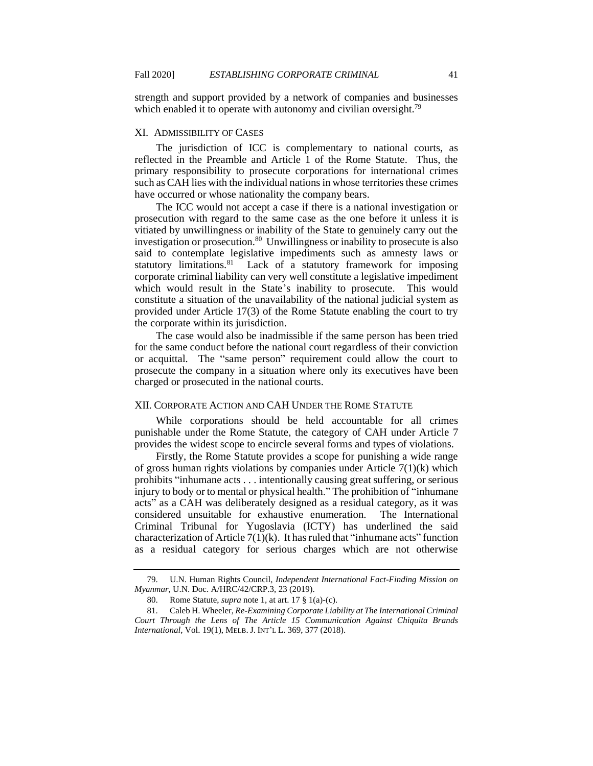strength and support provided by a network of companies and businesses which enabled it to operate with autonomy and civilian oversight.[79]

## XI. Admissibility of Cases

The jurisdiction of ICC is complementary to national courts, as reflected in the Preamble and Article 1 of the Rome Statute. Thus, the primary responsibility to prosecute corporations for international crimes such as CAH lies with the individual nations in whose territories these crimes have occurred or whose nationality the company bears.

The ICC would not accept a case if there is a national investigation or prosecution with regard to the same case as the one before it unless it is vitiated by unwillingness or inability of the State to genuinely carry out the investigation or prosecution.[80] Unwillingness or inability to prosecute is also said to contemplate legislative impediments such as amnesty laws or statutory limitations.[81] Lack of a statutory framework for imposing corporate criminal liability can very well constitute a legislative impediment which would result in the State's inability to prosecute. This would constitute a situation of the unavailability of the national judicial system as provided under Article 17(3) of the Rome Statute enabling the court to try the corporate within its jurisdiction.

The case would also be inadmissible if the same person has been tried for the same conduct before the national court regardless of their conviction or acquittal. The "same person" requirement could allow the court to prosecute the company in a situation where only its executives have been charged or prosecuted in the national courts.

## XII. Corporate Action and CAH Under the Rome Statute

While corporations should be held accountable for all crimes punishable under the Rome Statute, the category of CAH under Article 7 provides the widest scope to encircle several forms and types of violations.

Firstly, the Rome Statute provides a scope for punishing a wide range of gross human rights violations by companies under Article 7(1)(k) which prohibits "inhumane acts . . . intentionally causing great suffering, or serious injury to body or to mental or physical health." The prohibition of "inhumane acts" as a CAH was deliberately designed as a residual category, as it was considered unsuitable for exhaustive enumeration. The International Criminal Tribunal for Yugoslavia (ICTY) has underlined the said characterization of Article 7(1)(k). It has ruled that "inhumane acts" function as a residual category for serious charges which are not otherwise

---

79. U.N. Human Rights Council, *Independent International Fact-Finding Mission on Myanmar*, U.N. Doc. A/HRC/42/CRP.3, 23 (2019).

80. Rome Statute, *supra* note 1, at art. 17 § 1(a)-(c).

81. Caleb H. Wheeler, *Re-Examining Corporate Liability at The International Criminal Court Through the Lens of The Article 15 Communication Against Chiquita Brands International*, Vol. 19(1), MELB. J. INT'L L. 369, 377 (2018).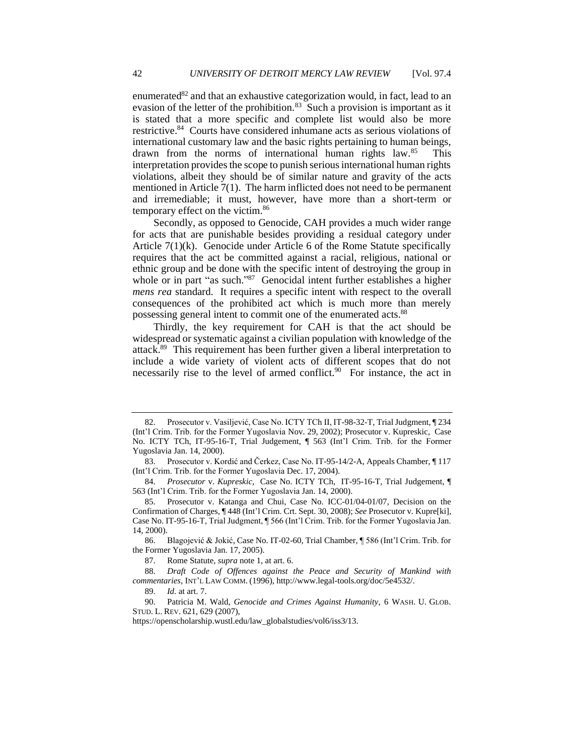enumerated[82] and that an exhaustive categorization would, in fact, lead to an evasion of the letter of the prohibition.[83] Such a provision is important as it is stated that a more specific and complete list would also be more restrictive.[84] Courts have considered inhumane acts as serious violations of international customary law and the basic rights pertaining to human beings, drawn from the norms of international human rights law.[85] This interpretation provides the scope to punish serious international human rights violations, albeit they should be of similar nature and gravity of the acts mentioned in Article 7(1). The harm inflicted does not need to be permanent and irremediable; it must, however, have more than a short-term or temporary effect on the victim.[86]

Secondly, as opposed to Genocide, CAH provides a much wider range for acts that are punishable besides providing a residual category under Article 7(1)(k). Genocide under Article 6 of the Rome Statute specifically requires that the act be committed against a racial, religious, national or ethnic group and be done with the specific intent of destroying the group in whole or in part "as such."[87] Genocidal intent further establishes a higher *mens rea* standard. It requires a specific intent with respect to the overall consequences of the prohibited act which is much more than merely possessing general intent to commit one of the enumerated acts.[88]

Thirdly, the key requirement for CAH is that the act should be widespread or systematic against a civilian population with knowledge of the attack.[89] This requirement has been further given a liberal interpretation to include a wide variety of violent acts of different scopes that do not necessarily rise to the level of armed conflict.[90] For instance, the act in

---

82. Prosecutor v. Vasiljević, Case No. ICTY TCh II, IT-98-32-T, Trial Judgment, ¶ 234 (Int'l Crim. Trib. for the Former Yugoslavia Nov. 29, 2002); Prosecutor v. Kupreskic, Case No. ICTY TCh, IT-95-16-T, Trial Judgement, ¶ 563 (Int'l Crim. Trib. for the Former Yugoslavia Jan. 14, 2000).

83. Prosecutor v. Kordić and Čerkez, Case No. IT-95-14/2-A, Appeals Chamber, ¶ 117 (Int'l Crim. Trib. for the Former Yugoslavia Dec. 17, 2004).

84. *Prosecutor* v. *Kupreskic*, Case No. ICTY TCh, IT-95-16-T, Trial Judgement, ¶ 563 (Int'l Crim. Trib. for the Former Yugoslavia Jan. 14, 2000).

85. Prosecutor v. Katanga and Chui, Case No. ICC-01/04-01/07, Decision on the Confirmation of Charges, ¶ 448 (Int'l Crim. Crt. Sept. 30, 2008); *See* Prosecutor v. Kupre[ki], Case No. IT-95-16-T, Trial Judgment, ¶ 566 (Int'l Crim. Trib. for the Former Yugoslavia Jan. 14, 2000).

86. Blagojević & Jokić, Case No. IT-02-60, Trial Chamber, ¶ 586 (Int'l Crim. Trib. for the Former Yugoslavia Jan. 17, 2005).

87. Rome Statute, *supra* note 1, at art. 6.

88. *Draft Code of Offences against the Peace and Security of Mankind with commentaries*, INT'L LAW COMM. (1996), http://www.legal-tools.org/doc/5e4532/.

89. *Id.* at art. 7.

90. Patricia M. Wald, *Genocide and Crimes Against Humanity*, 6 WASH. U. GLOB. STUD. L. REV. 621, 629 (2007), https://openscholarship.wustl.edu/law_globalstudies/vol6/iss3/13.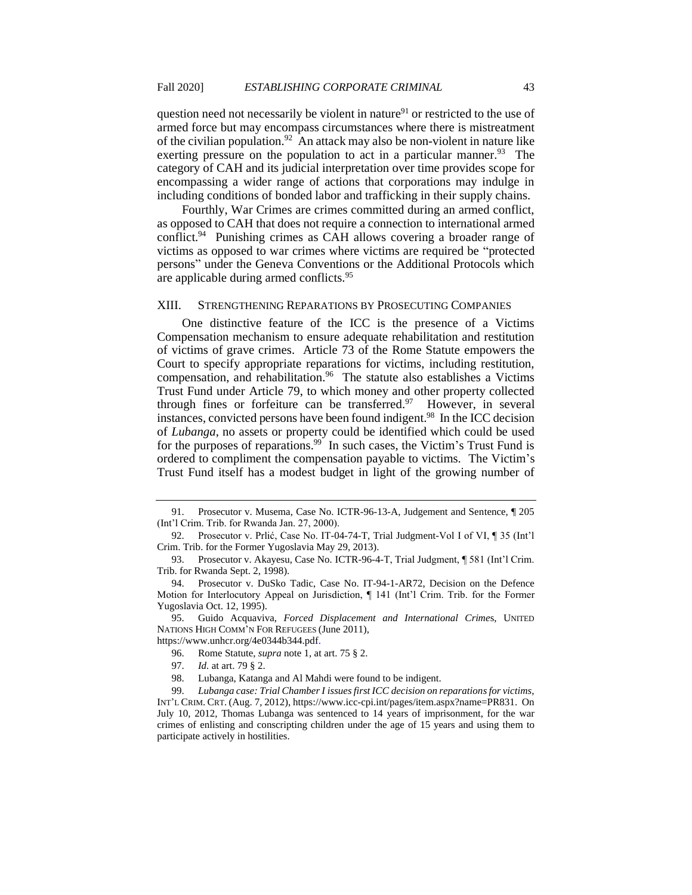question need not necessarily be violent in nature[91] or restricted to the use of armed force but may encompass circumstances where there is mistreatment of the civilian population.[92] An attack may also be non-violent in nature like exerting pressure on the population to act in a particular manner.[93] The category of CAH and its judicial interpretation over time provides scope for encompassing a wider range of actions that corporations may indulge in including conditions of bonded labor and trafficking in their supply chains.

Fourthly, War Crimes are crimes committed during an armed conflict, as opposed to CAH that does not require a connection to international armed conflict.[94] Punishing crimes as CAH allows covering a broader range of victims as opposed to war crimes where victims are required be "protected persons" under the Geneva Conventions or the Additional Protocols which are applicable during armed conflicts.[95]

## XIII. Strengthening Reparations by Prosecuting Companies

One distinctive feature of the ICC is the presence of a Victims Compensation mechanism to ensure adequate rehabilitation and restitution of victims of grave crimes. Article 73 of the Rome Statute empowers the Court to specify appropriate reparations for victims, including restitution, compensation, and rehabilitation.[96] The statute also establishes a Victims Trust Fund under Article 79, to which money and other property collected through fines or forfeiture can be transferred.[97] However, in several instances, convicted persons have been found indigent.[98] In the ICC decision of *Lubanga*, no assets or property could be identified which could be used for the purposes of reparations.[99] In such cases, the Victim's Trust Fund is ordered to compliment the compensation payable to victims. The Victim's Trust Fund itself has a modest budget in light of the growing number of

---

91. Prosecutor v. Musema, Case No. ICTR-96-13-A, Judgement and Sentence, ¶ 205 (Int'l Crim. Trib. for Rwanda Jan. 27, 2000).

92. Prosecutor v. Prlić, Case No. IT-04-74-T, Trial Judgment-Vol I of VI, ¶ 35 (Int'l Crim. Trib. for the Former Yugoslavia May 29, 2013).

93. Prosecutor v. Akayesu, Case No. ICTR-96-4-T, Trial Judgment, ¶ 581 (Int'l Crim. Trib. for Rwanda Sept. 2, 1998).

94. Prosecutor v. DuSko Tadic, Case No. IT-94-1-AR72, Decision on the Defence Motion for Interlocutory Appeal on Jurisdiction, ¶ 141 (Int'l Crim. Trib. for the Former Yugoslavia Oct. 12, 1995).

95. Guido Acquaviva, *Forced Displacement and International Crimes*, United Nations High Comm'n For Refugees (June 2011), https://www.unhcr.org/4e0344b344.pdf.

96. Rome Statute, *supra* note 1, at art. 75 § 2.

97. *Id.* at art. 79 § 2.

98. Lubanga, Katanga and Al Mahdi were found to be indigent.

99. *Lubanga case: Trial Chamber I issues first ICC decision on reparations for victims*, Int'l Crim. Crt. (Aug. 7, 2012), https://www.icc-cpi.int/pages/item.aspx?name=PR831. On July 10, 2012, Thomas Lubanga was sentenced to 14 years of imprisonment, for the war crimes of enlisting and conscripting children under the age of 15 years and using them to participate actively in hostilities.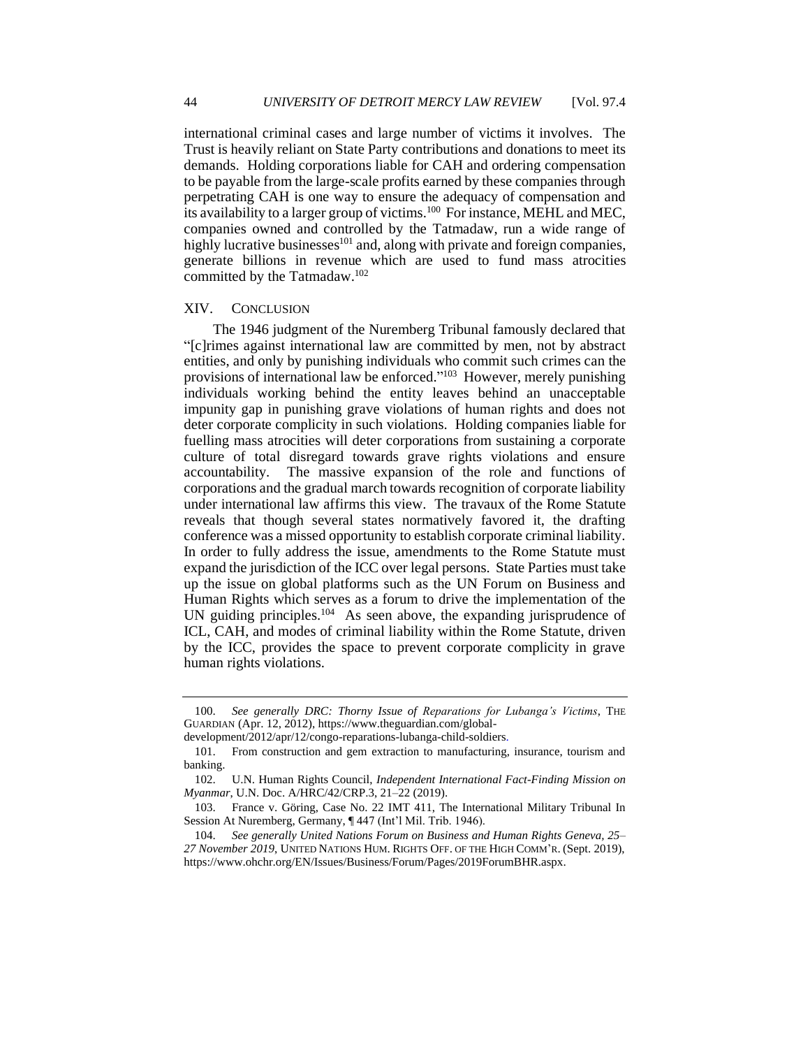international criminal cases and large number of victims it involves. The Trust is heavily reliant on State Party contributions and donations to meet its demands. Holding corporations liable for CAH and ordering compensation to be payable from the large-scale profits earned by these companies through perpetrating CAH is one way to ensure the adequacy of compensation and its availability to a larger group of victims.[100] For instance, MEHL and MEC, companies owned and controlled by the Tatmadaw, run a wide range of highly lucrative businesses[101] and, along with private and foreign companies, generate billions in revenue which are used to fund mass atrocities committed by the Tatmadaw.[102]

## XIV. CONCLUSION

The 1946 judgment of the Nuremberg Tribunal famously declared that "[c]rimes against international law are committed by men, not by abstract entities, and only by punishing individuals who commit such crimes can the provisions of international law be enforced."[103] However, merely punishing individuals working behind the entity leaves behind an unacceptable impunity gap in punishing grave violations of human rights and does not deter corporate complicity in such violations. Holding companies liable for fuelling mass atrocities will deter corporations from sustaining a corporate culture of total disregard towards grave rights violations and ensure accountability. The massive expansion of the role and functions of corporations and the gradual march towards recognition of corporate liability under international law affirms this view. The travaux of the Rome Statute reveals that though several states normatively favored it, the drafting conference was a missed opportunity to establish corporate criminal liability. In order to fully address the issue, amendments to the Rome Statute must expand the jurisdiction of the ICC over legal persons. State Parties must take up the issue on global platforms such as the UN Forum on Business and Human Rights which serves as a forum to drive the implementation of the UN guiding principles.[104] As seen above, the expanding jurisprudence of ICL, CAH, and modes of criminal liability within the Rome Statute, driven by the ICC, provides the space to prevent corporate complicity in grave human rights violations.

---

100. *See generally DRC: Thorny Issue of Reparations for Lubanga's Victims*, THE GUARDIAN (Apr. 12, 2012), https://www.theguardian.com/global-development/2012/apr/12/congo-reparations-lubanga-child-soldiers.

101. From construction and gem extraction to manufacturing, insurance, tourism and banking.

102. U.N. Human Rights Council, *Independent International Fact-Finding Mission on Myanmar*, U.N. Doc. A/HRC/42/CRP.3, 21–22 (2019).

103. France v. Göring, Case No. 22 IMT 411, The International Military Tribunal In Session At Nuremberg, Germany, ¶ 447 (Int'l Mil. Trib. 1946).

104. *See generally United Nations Forum on Business and Human Rights Geneva, 25–27 November 2019*, UNITED NATIONS HUM. RIGHTS OFF. OF THE HIGH COMM'R. (Sept. 2019), https://www.ohchr.org/EN/Issues/Business/Forum/Pages/2019ForumBHR.aspx.